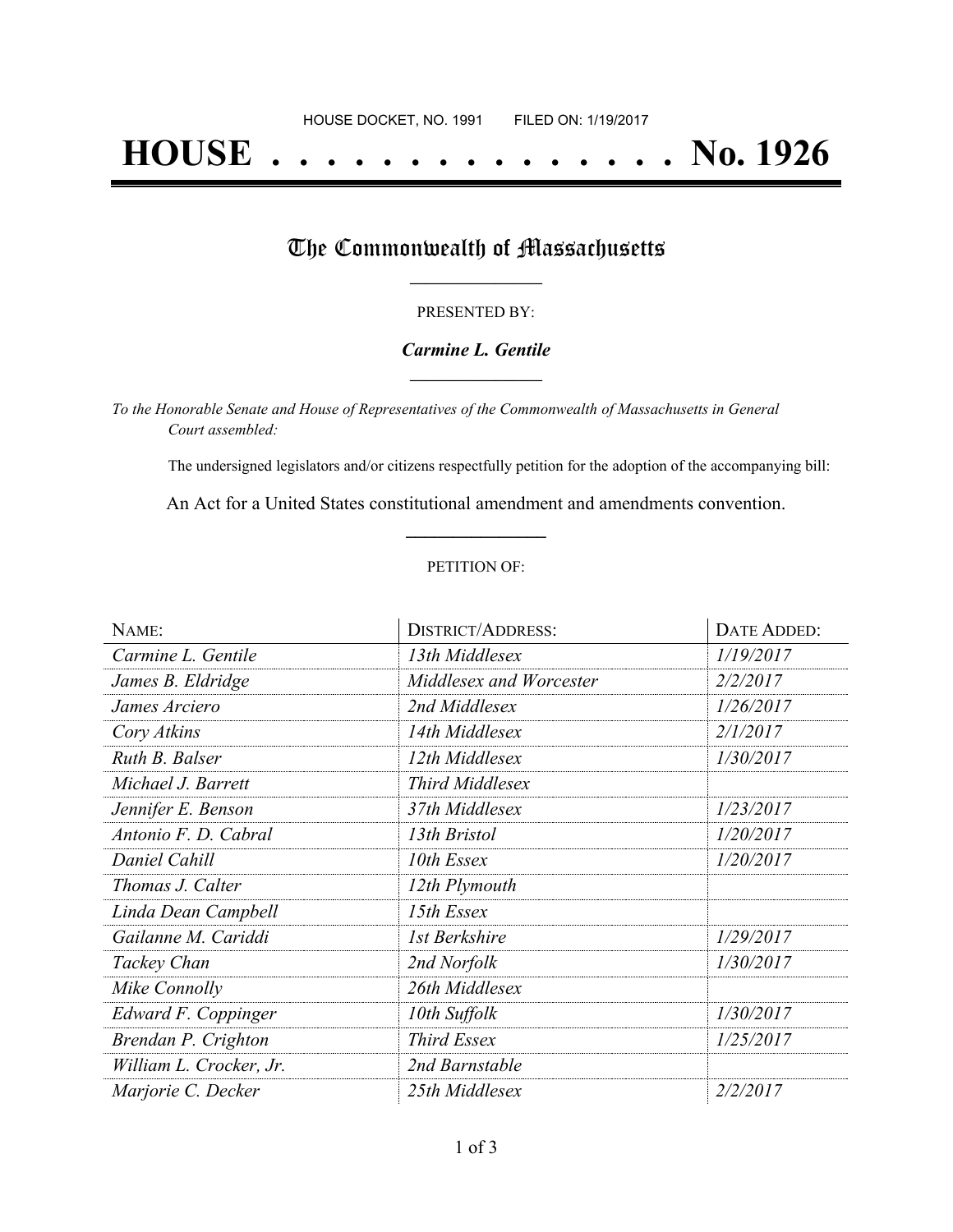HOUSE DOCKET, NO. 1991 FILED ON: 1/19/2017

# HOUSE . . . . . . . . . . . . . . . No. 1926

## The Commonwealth of Massachusetts

PRESENTED BY:

***Carmine L. Gentile***

*To the Honorable Senate and House of Representatives of the Commonwealth of Massachusetts in General Court assembled:*

The undersigned legislators and/or citizens respectfully petition for the adoption of the accompanying bill:

An Act for a United States constitutional amendment and amendments convention.

PETITION OF:

| NAME: | DISTRICT/ADDRESS: | DATE ADDED: |
|---|---|---|
| *Carmine L. Gentile* | *13th Middlesex* | *1/19/2017* |
| *James B. Eldridge* | *Middlesex and Worcester* | *2/2/2017* |
| *James Arciero* | *2nd Middlesex* | *1/26/2017* |
| *Cory Atkins* | *14th Middlesex* | *2/1/2017* |
| *Ruth B. Balser* | *12th Middlesex* | *1/30/2017* |
| *Michael J. Barrett* | *Third Middlesex* | |
| *Jennifer E. Benson* | *37th Middlesex* | *1/23/2017* |
| *Antonio F. D. Cabral* | *13th Bristol* | *1/20/2017* |
| *Daniel Cahill* | *10th Essex* | *1/20/2017* |
| *Thomas J. Calter* | *12th Plymouth* | |
| *Linda Dean Campbell* | *15th Essex* | |
| *Gailanne M. Cariddi* | *1st Berkshire* | *1/29/2017* |
| *Tackey Chan* | *2nd Norfolk* | *1/30/2017* |
| *Mike Connolly* | *26th Middlesex* | |
| *Edward F. Coppinger* | *10th Suffolk* | *1/30/2017* |
| *Brendan P. Crighton* | *Third Essex* | *1/25/2017* |
| *William L. Crocker, Jr.* | *2nd Barnstable* | |
| *Marjorie C. Decker* | *25th Middlesex* | *2/2/2017* |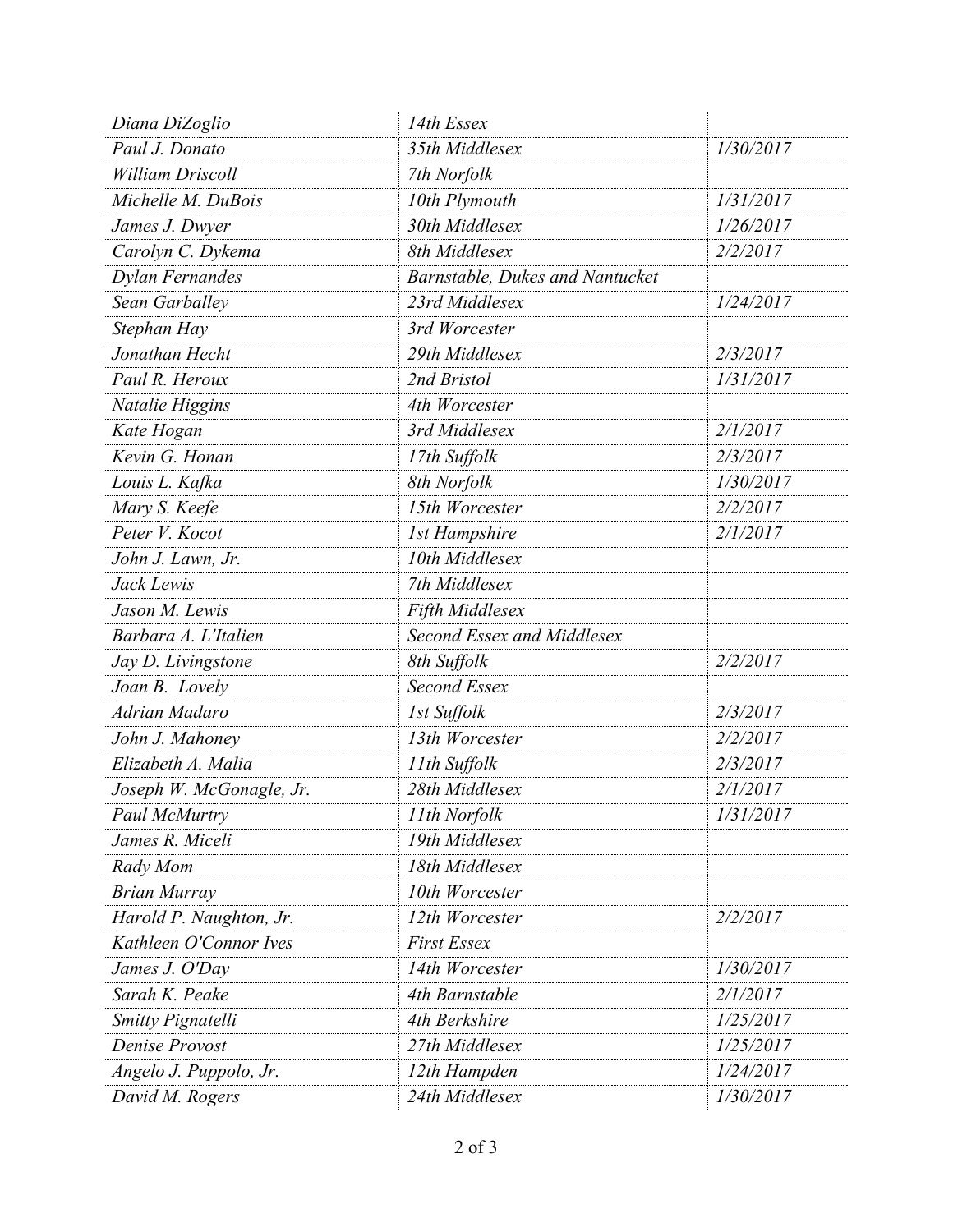| | | |
|---|---|---|
| *Diana DiZoglio* | *14th Essex* | |
| *Paul J. Donato* | *35th Middlesex* | *1/30/2017* |
| *William Driscoll* | *7th Norfolk* | |
| *Michelle M. DuBois* | *10th Plymouth* | *1/31/2017* |
| *James J. Dwyer* | *30th Middlesex* | *1/26/2017* |
| *Carolyn C. Dykema* | *8th Middlesex* | *2/2/2017* |
| *Dylan Fernandes* | *Barnstable, Dukes and Nantucket* | |
| *Sean Garballey* | *23rd Middlesex* | *1/24/2017* |
| *Stephan Hay* | *3rd Worcester* | |
| *Jonathan Hecht* | *29th Middlesex* | *2/3/2017* |
| *Paul R. Heroux* | *2nd Bristol* | *1/31/2017* |
| *Natalie Higgins* | *4th Worcester* | |
| *Kate Hogan* | *3rd Middlesex* | *2/1/2017* |
| *Kevin G. Honan* | *17th Suffolk* | *2/3/2017* |
| *Louis L. Kafka* | *8th Norfolk* | *1/30/2017* |
| *Mary S. Keefe* | *15th Worcester* | *2/2/2017* |
| *Peter V. Kocot* | *1st Hampshire* | *2/1/2017* |
| *John J. Lawn, Jr.* | *10th Middlesex* | |
| *Jack Lewis* | *7th Middlesex* | |
| *Jason M. Lewis* | *Fifth Middlesex* | |
| *Barbara A. L'Italien* | *Second Essex and Middlesex* | |
| *Jay D. Livingstone* | *8th Suffolk* | *2/2/2017* |
| *Joan B. Lovely* | *Second Essex* | |
| *Adrian Madaro* | *1st Suffolk* | *2/3/2017* |
| *John J. Mahoney* | *13th Worcester* | *2/2/2017* |
| *Elizabeth A. Malia* | *11th Suffolk* | *2/3/2017* |
| *Joseph W. McGonagle, Jr.* | *28th Middlesex* | *2/1/2017* |
| *Paul McMurtry* | *11th Norfolk* | *1/31/2017* |
| *James R. Miceli* | *19th Middlesex* | |
| *Rady Mom* | *18th Middlesex* | |
| *Brian Murray* | *10th Worcester* | |
| *Harold P. Naughton, Jr.* | *12th Worcester* | *2/2/2017* |
| *Kathleen O'Connor Ives* | *First Essex* | |
| *James J. O'Day* | *14th Worcester* | *1/30/2017* |
| *Sarah K. Peake* | *4th Barnstable* | *2/1/2017* |
| *Smitty Pignatelli* | *4th Berkshire* | *1/25/2017* |
| *Denise Provost* | *27th Middlesex* | *1/25/2017* |
| *Angelo J. Puppolo, Jr.* | *12th Hampden* | *1/24/2017* |
| *David M. Rogers* | *24th Middlesex* | *1/30/2017* |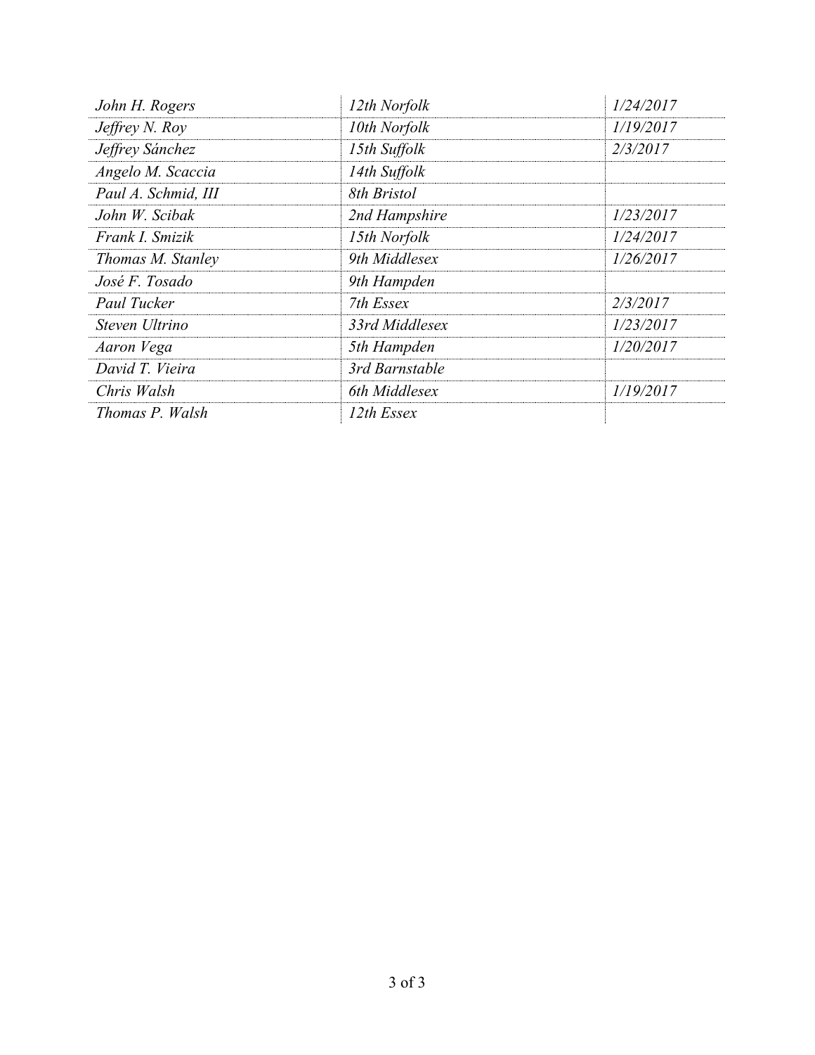| | | |
|---|---|---|
| *John H. Rogers* | *12th Norfolk* | *1/24/2017* |
| *Jeffrey N. Roy* | *10th Norfolk* | *1/19/2017* |
| *Jeffrey Sánchez* | *15th Suffolk* | *2/3/2017* |
| *Angelo M. Scaccia* | *14th Suffolk* | |
| *Paul A. Schmid, III* | *8th Bristol* | |
| *John W. Scibak* | *2nd Hampshire* | *1/23/2017* |
| *Frank I. Smizik* | *15th Norfolk* | *1/24/2017* |
| *Thomas M. Stanley* | *9th Middlesex* | *1/26/2017* |
| *José F. Tosado* | *9th Hampden* | |
| *Paul Tucker* | *7th Essex* | *2/3/2017* |
| *Steven Ultrino* | *33rd Middlesex* | *1/23/2017* |
| *Aaron Vega* | *5th Hampden* | *1/20/2017* |
| *David T. Vieira* | *3rd Barnstable* | |
| *Chris Walsh* | *6th Middlesex* | *1/19/2017* |
| *Thomas P. Walsh* | *12th Essex* | |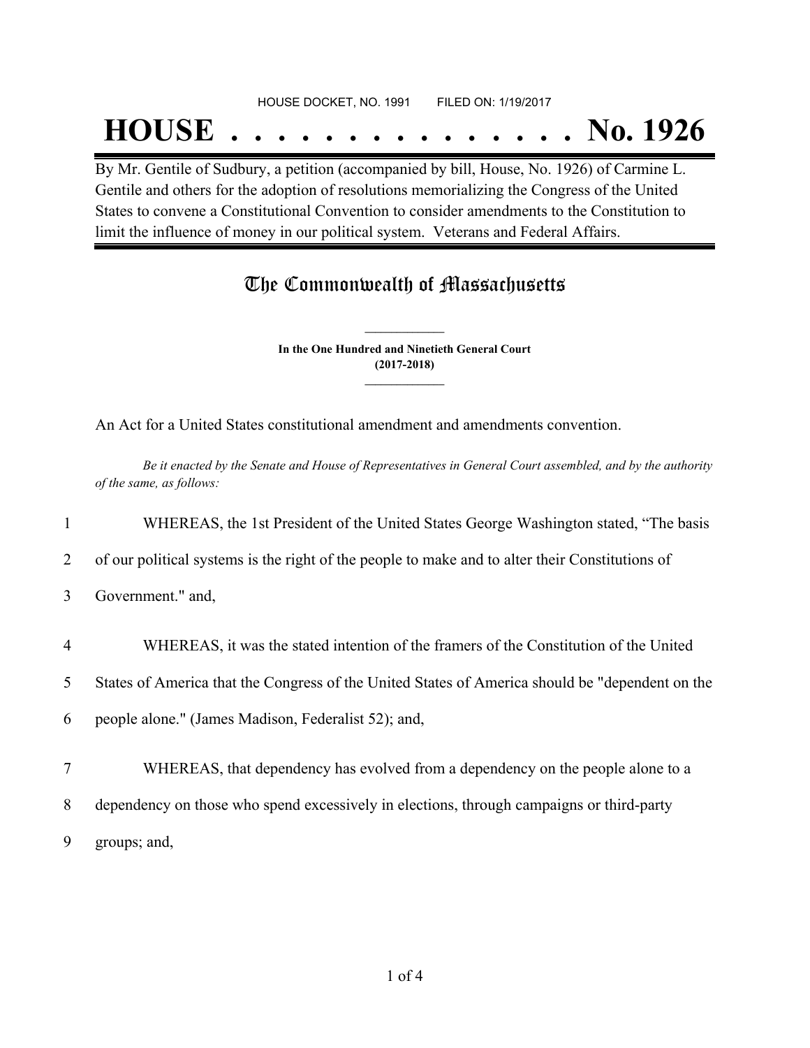HOUSE DOCKET, NO. 1991 FILED ON: 1/19/2017

# HOUSE . . . . . . . . . . . . . . . No. 1926

By Mr. Gentile of Sudbury, a petition (accompanied by bill, House, No. 1926) of Carmine L. Gentile and others for the adoption of resolutions memorializing the Congress of the United States to convene a Constitutional Convention to consider amendments to the Constitution to limit the influence of money in our political system. Veterans and Federal Affairs.

## The Commonwealth of Massachusetts

**In the One Hundred and Ninetieth General Court**
**(2017-2018)**

An Act for a United States constitutional amendment and amendments convention.

*Be it enacted by the Senate and House of Representatives in General Court assembled, and by the authority of the same, as follows:*

1 WHEREAS, the 1st President of the United States George Washington stated, "The basis
2 of our political systems is the right of the people to make and to alter their Constitutions of
3 Government." and,

4 WHEREAS, it was the stated intention of the framers of the Constitution of the United
5 States of America that the Congress of the United States of America should be "dependent on the
6 people alone." (James Madison, Federalist 52); and,

7 WHEREAS, that dependency has evolved from a dependency on the people alone to a
8 dependency on those who spend excessively in elections, through campaigns or third-party
9 groups; and,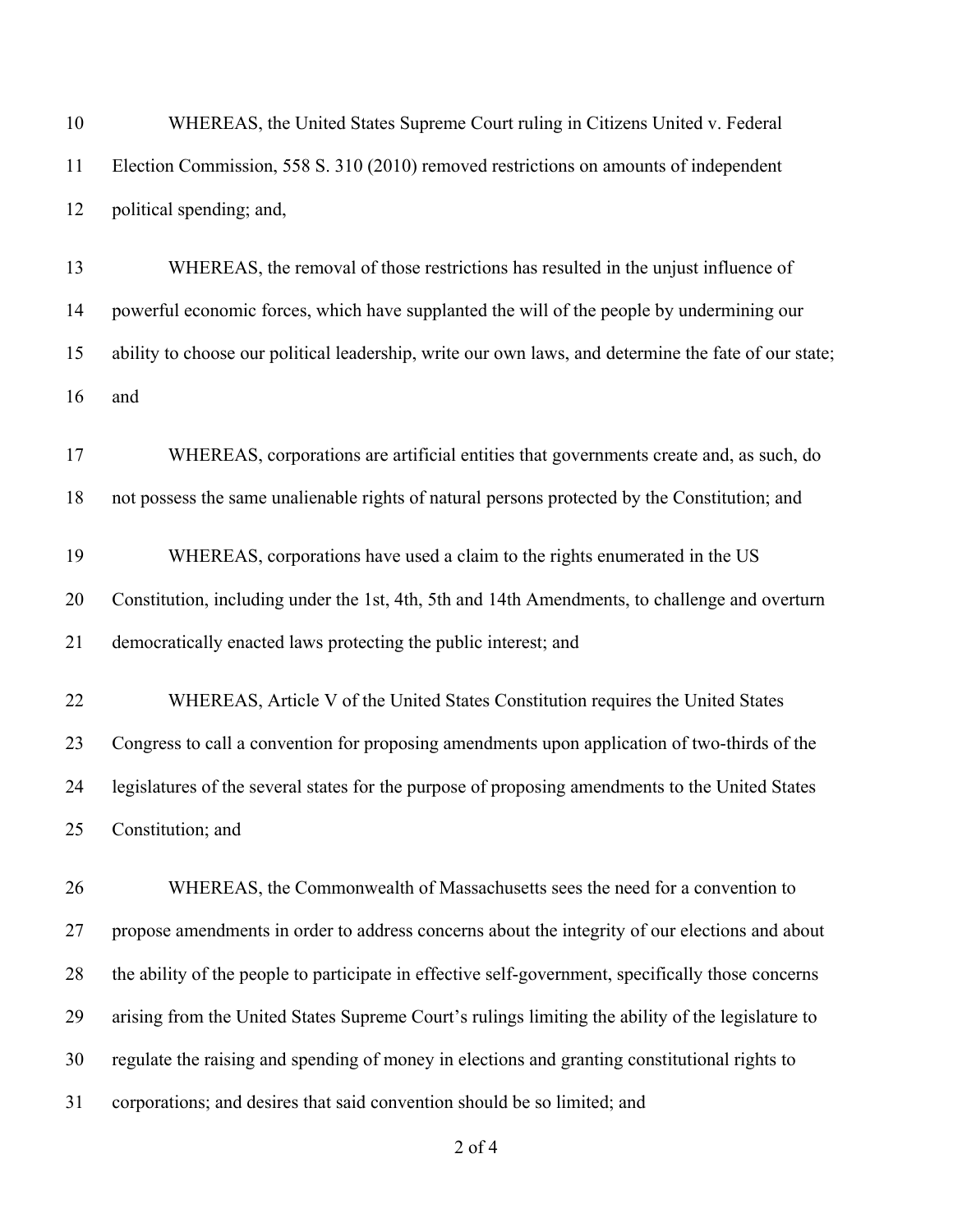WHEREAS, the United States Supreme Court ruling in Citizens United v. Federal Election Commission, 558 S. 310 (2010) removed restrictions on amounts of independent political spending; and,

WHEREAS, the removal of those restrictions has resulted in the unjust influence of powerful economic forces, which have supplanted the will of the people by undermining our ability to choose our political leadership, write our own laws, and determine the fate of our state; and

WHEREAS, corporations are artificial entities that governments create and, as such, do not possess the same unalienable rights of natural persons protected by the Constitution; and

WHEREAS, corporations have used a claim to the rights enumerated in the US Constitution, including under the 1st, 4th, 5th and 14th Amendments, to challenge and overturn democratically enacted laws protecting the public interest; and

WHEREAS, Article V of the United States Constitution requires the United States Congress to call a convention for proposing amendments upon application of two-thirds of the legislatures of the several states for the purpose of proposing amendments to the United States Constitution; and

WHEREAS, the Commonwealth of Massachusetts sees the need for a convention to propose amendments in order to address concerns about the integrity of our elections and about the ability of the people to participate in effective self-government, specifically those concerns arising from the United States Supreme Court's rulings limiting the ability of the legislature to regulate the raising and spending of money in elections and granting constitutional rights to corporations; and desires that said convention should be so limited; and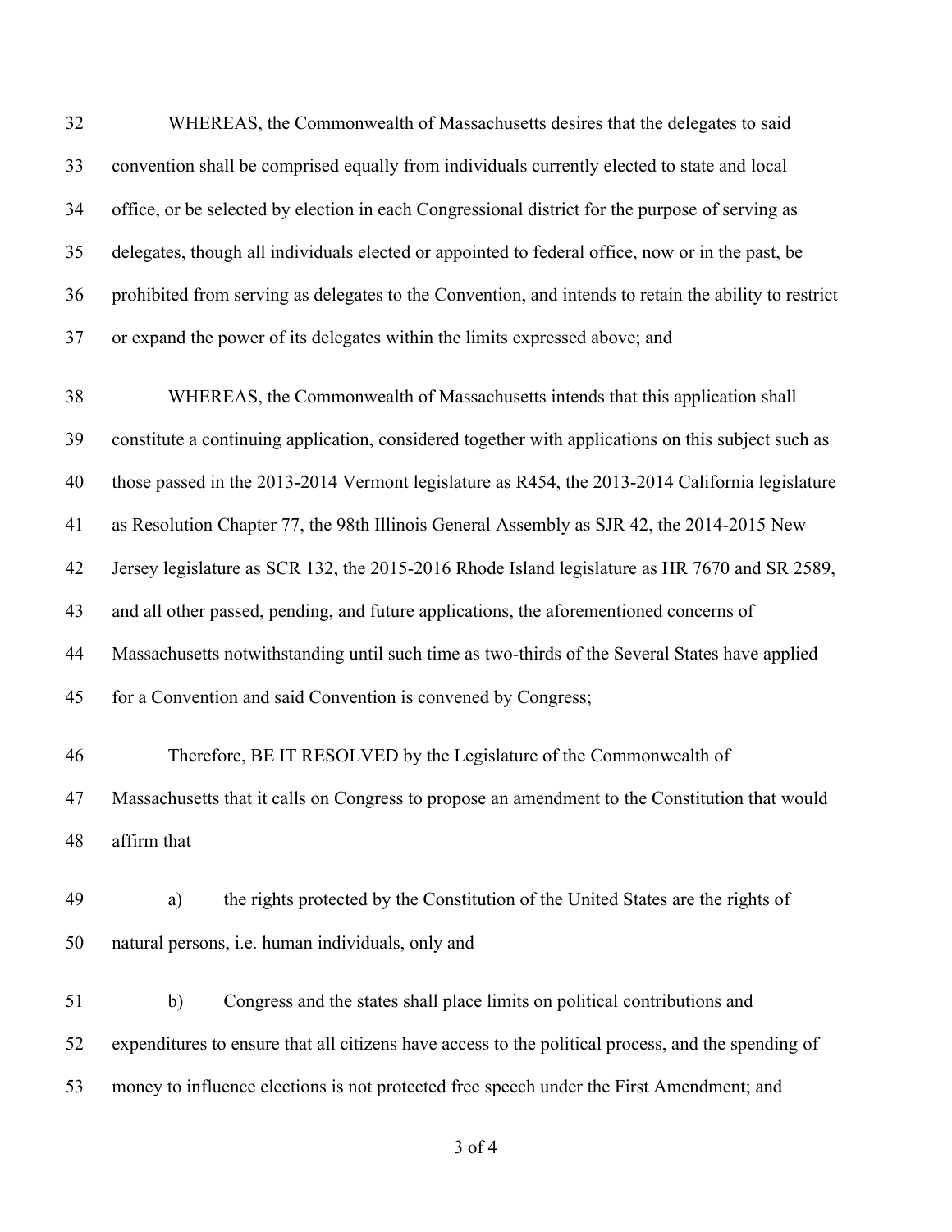WHEREAS, the Commonwealth of Massachusetts desires that the delegates to said convention shall be comprised equally from individuals currently elected to state and local office, or be selected by election in each Congressional district for the purpose of serving as delegates, though all individuals elected or appointed to federal office, now or in the past, be prohibited from serving as delegates to the Convention, and intends to retain the ability to restrict or expand the power of its delegates within the limits expressed above; and

WHEREAS, the Commonwealth of Massachusetts intends that this application shall constitute a continuing application, considered together with applications on this subject such as those passed in the 2013-2014 Vermont legislature as R454, the 2013-2014 California legislature as Resolution Chapter 77, the 98th Illinois General Assembly as SJR 42, the 2014-2015 New Jersey legislature as SCR 132, the 2015-2016 Rhode Island legislature as HR 7670 and SR 2589, and all other passed, pending, and future applications, the aforementioned concerns of Massachusetts notwithstanding until such time as two-thirds of the Several States have applied for a Convention and said Convention is convened by Congress;

Therefore, BE IT RESOLVED by the Legislature of the Commonwealth of Massachusetts that it calls on Congress to propose an amendment to the Constitution that would affirm that

a) the rights protected by the Constitution of the United States are the rights of natural persons, i.e. human individuals, only and

b) Congress and the states shall place limits on political contributions and expenditures to ensure that all citizens have access to the political process, and the spending of money to influence elections is not protected free speech under the First Amendment; and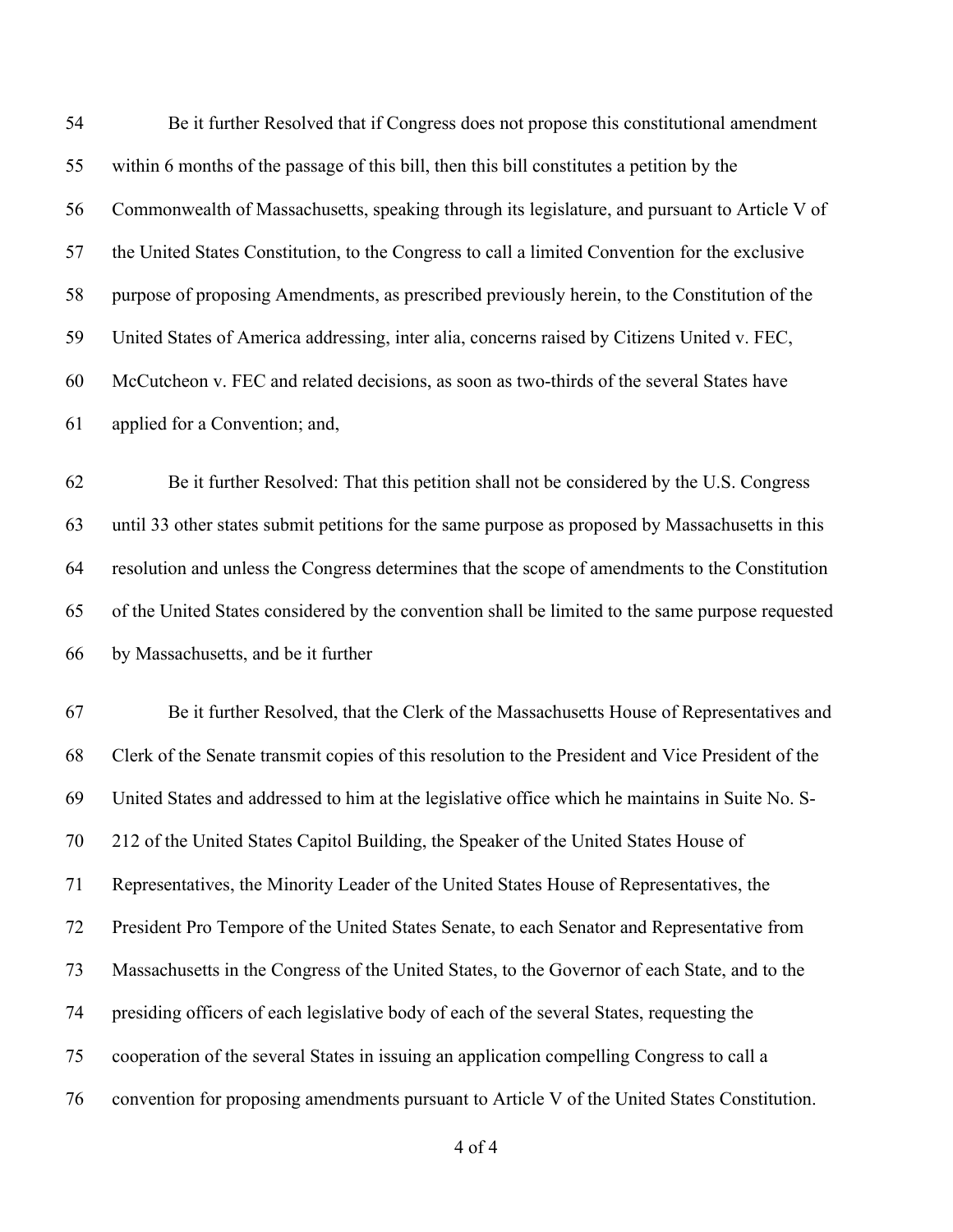Be it further Resolved that if Congress does not propose this constitutional amendment within 6 months of the passage of this bill, then this bill constitutes a petition by the Commonwealth of Massachusetts, speaking through its legislature, and pursuant to Article V of the United States Constitution, to the Congress to call a limited Convention for the exclusive purpose of proposing Amendments, as prescribed previously herein, to the Constitution of the United States of America addressing, inter alia, concerns raised by Citizens United v. FEC, McCutcheon v. FEC and related decisions, as soon as two-thirds of the several States have applied for a Convention; and,

Be it further Resolved: That this petition shall not be considered by the U.S. Congress until 33 other states submit petitions for the same purpose as proposed by Massachusetts in this resolution and unless the Congress determines that the scope of amendments to the Constitution of the United States considered by the convention shall be limited to the same purpose requested by Massachusetts, and be it further

Be it further Resolved, that the Clerk of the Massachusetts House of Representatives and Clerk of the Senate transmit copies of this resolution to the President and Vice President of the United States and addressed to him at the legislative office which he maintains in Suite No. S-212 of the United States Capitol Building, the Speaker of the United States House of Representatives, the Minority Leader of the United States House of Representatives, the President Pro Tempore of the United States Senate, to each Senator and Representative from Massachusetts in the Congress of the United States, to the Governor of each State, and to the presiding officers of each legislative body of each of the several States, requesting the cooperation of the several States in issuing an application compelling Congress to call a convention for proposing amendments pursuant to Article V of the United States Constitution.